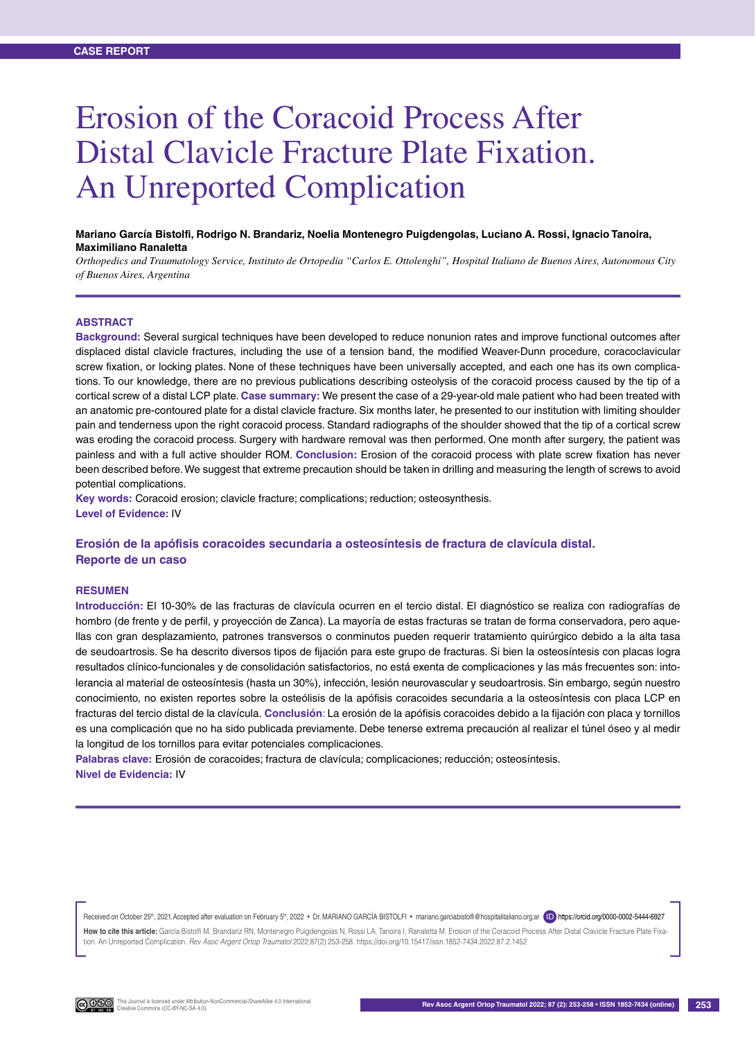CASE REPORT

# Erosion of the Coracoid Process After Distal Clavicle Fracture Plate Fixation. An Unreported Complication

**Mariano García Bistolfi, Rodrigo N. Brandariz, Noelia Montenegro Puigdengolas, Luciano A. Rossi, Ignacio Tanoira, Maximiliano Ranaletta**

*Orthopedics and Traumatology Service, Instituto de Ortopedia "Carlos E. Ottolenghi", Hospital Italiano de Buenos Aires, Autonomous City of Buenos Aires, Argentina*

## ABSTRACT

**Background:** Several surgical techniques have been developed to reduce nonunion rates and improve functional outcomes after displaced distal clavicle fractures, including the use of a tension band, the modified Weaver-Dunn procedure, coracoclavicular screw fixation, or locking plates. None of these techniques have been universally accepted, and each one has its own complications. To our knowledge, there are no previous publications describing osteolysis of the coracoid process caused by the tip of a cortical screw of a distal LCP plate. **Case summary:** We present the case of a 29-year-old male patient who had been treated with an anatomic pre-contoured plate for a distal clavicle fracture. Six months later, he presented to our institution with limiting shoulder pain and tenderness upon the right coracoid process. Standard radiographs of the shoulder showed that the tip of a cortical screw was eroding the coracoid process. Surgery with hardware removal was then performed. One month after surgery, the patient was painless and with a full active shoulder ROM. **Conclusion:** Erosion of the coracoid process with plate screw fixation has never been described before. We suggest that extreme precaution should be taken in drilling and measuring the length of screws to avoid potential complications.

**Key words:** Coracoid erosion; clavicle fracture; complications; reduction; osteosynthesis.

**Level of Evidence:** IV

### Erosión de la apófisis coracoides secundaria a osteosíntesis de fractura de clavícula distal. Reporte de un caso

## RESUMEN

**Introducción:** El 10-30% de las fracturas de clavícula ocurren en el tercio distal. El diagnóstico se realiza con radiografías de hombro (de frente y de perfil, y proyección de Zanca). La mayoría de estas fracturas se tratan de forma conservadora, pero aquellas con gran desplazamiento, patrones transversos o conminutos pueden requerir tratamiento quirúrgico debido a la alta tasa de seudoartrosis. Se ha descrito diversos tipos de fijación para este grupo de fracturas. Si bien la osteosíntesis con placas logra resultados clínico-funcionales y de consolidación satisfactorios, no está exenta de complicaciones y las más frecuentes son: intolerancia al material de osteosíntesis (hasta un 30%), infección, lesión neurovascular y seudoartrosis. Sin embargo, según nuestro conocimiento, no existen reportes sobre la osteólisis de la apófisis coracoides secundaria a la osteosíntesis con placa LCP en fracturas del tercio distal de la clavícula. **Conclusión**: La erosión de la apófisis coracoides debido a la fijación con placa y tornillos es una complicación que no ha sido publicada previamente. Debe tenerse extrema precaución al realizar el túnel óseo y al medir la longitud de los tornillos para evitar potenciales complicaciones.

**Palabras clave:** Erosión de coracoides; fractura de clavícula; complicaciones; reducción; osteosíntesis.

**Nivel de Evidencia:** IV

Received on October 25th, 2021. Accepted after evaluation on February 5th, 2022 • Dr. MARIANO GARCÍA BISTOLFI • mariano.garciabistolfi@hospitalitaliano.org.ar https://orcid.org/0000-0002-5444-6927

**How to cite this article:** García Bistolfi M, Brandariz RN, Montenegro Puigdengolas N, Rossi LA, Tanoira I, Ranaletta M. Erosion of the Coracoid Process After Distal Clavicle Fracture Plate Fixation. An Unreported Complication. *Rev Asoc Argent Ortop Traumatol* 2022;87(2):253-258. https://doi.org/10.15417/issn.1852-7434.2022.87.2.1452

This Journal is licensed under Attribution-NonCommercial-ShareAlike 4.0 International Creative Commons (CC-BY-NC-SA 4.0).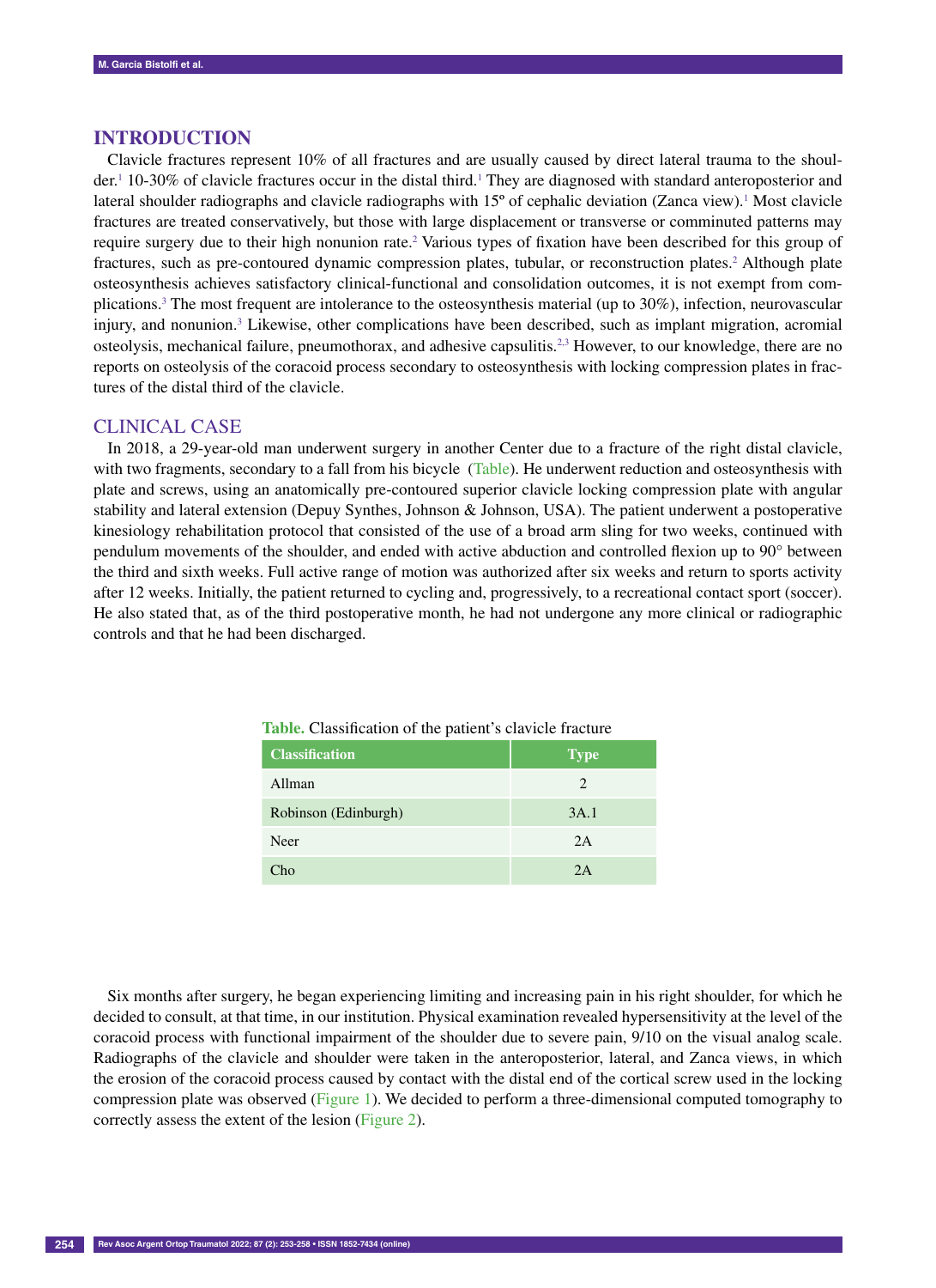## INTRODUCTION

Clavicle fractures represent 10% of all fractures and are usually caused by direct lateral trauma to the shoulder.[1] 10-30% of clavicle fractures occur in the distal third.[1] They are diagnosed with standard anteroposterior and lateral shoulder radiographs and clavicle radiographs with 15º of cephalic deviation (Zanca view).[1] Most clavicle fractures are treated conservatively, but those with large displacement or transverse or comminuted patterns may require surgery due to their high nonunion rate.[2] Various types of fixation have been described for this group of fractures, such as pre-contoured dynamic compression plates, tubular, or reconstruction plates.[2] Although plate osteosynthesis achieves satisfactory clinical-functional and consolidation outcomes, it is not exempt from complications.[3] The most frequent are intolerance to the osteosynthesis material (up to 30%), infection, neurovascular injury, and nonunion.[3] Likewise, other complications have been described, such as implant migration, acromial osteolysis, mechanical failure, pneumothorax, and adhesive capsulitis.[2,3] However, to our knowledge, there are no reports on osteolysis of the coracoid process secondary to osteosynthesis with locking compression plates in fractures of the distal third of the clavicle.

## CLINICAL CASE

In 2018, a 29-year-old man underwent surgery in another Center due to a fracture of the right distal clavicle, with two fragments, secondary to a fall from his bicycle (Table). He underwent reduction and osteosynthesis with plate and screws, using an anatomically pre-contoured superior clavicle locking compression plate with angular stability and lateral extension (Depuy Synthes, Johnson & Johnson, USA). The patient underwent a postoperative kinesiology rehabilitation protocol that consisted of the use of a broad arm sling for two weeks, continued with pendulum movements of the shoulder, and ended with active abduction and controlled flexion up to 90° between the third and sixth weeks. Full active range of motion was authorized after six weeks and return to sports activity after 12 weeks. Initially, the patient returned to cycling and, progressively, to a recreational contact sport (soccer). He also stated that, as of the third postoperative month, he had not undergone any more clinical or radiographic controls and that he had been discharged.

**Table.** Classification of the patient's clavicle fracture

| Classification | Type |
|---|---|
| Allman | 2 |
| Robinson (Edinburgh) | 3A.1 |
| Neer | 2A |
| Cho | 2A |

Six months after surgery, he began experiencing limiting and increasing pain in his right shoulder, for which he decided to consult, at that time, in our institution. Physical examination revealed hypersensitivity at the level of the coracoid process with functional impairment of the shoulder due to severe pain, 9/10 on the visual analog scale. Radiographs of the clavicle and shoulder were taken in the anteroposterior, lateral, and Zanca views, in which the erosion of the coracoid process caused by contact with the distal end of the cortical screw used in the locking compression plate was observed (Figure 1). We decided to perform a three-dimensional computed tomography to correctly assess the extent of the lesion (Figure 2).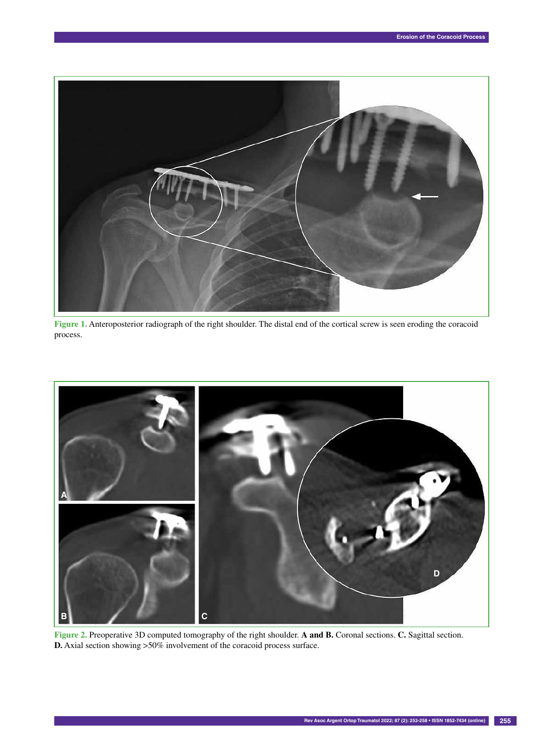Figure 1. Anteroposterior radiograph of the right shoulder. The distal end of the cortical screw is seen eroding the coracoid process.

Figure 2. Preoperative 3D computed tomography of the right shoulder. **A and B.** Coronal sections. **C.** Sagittal section. **D.** Axial section showing >50% involvement of the coracoid process surface.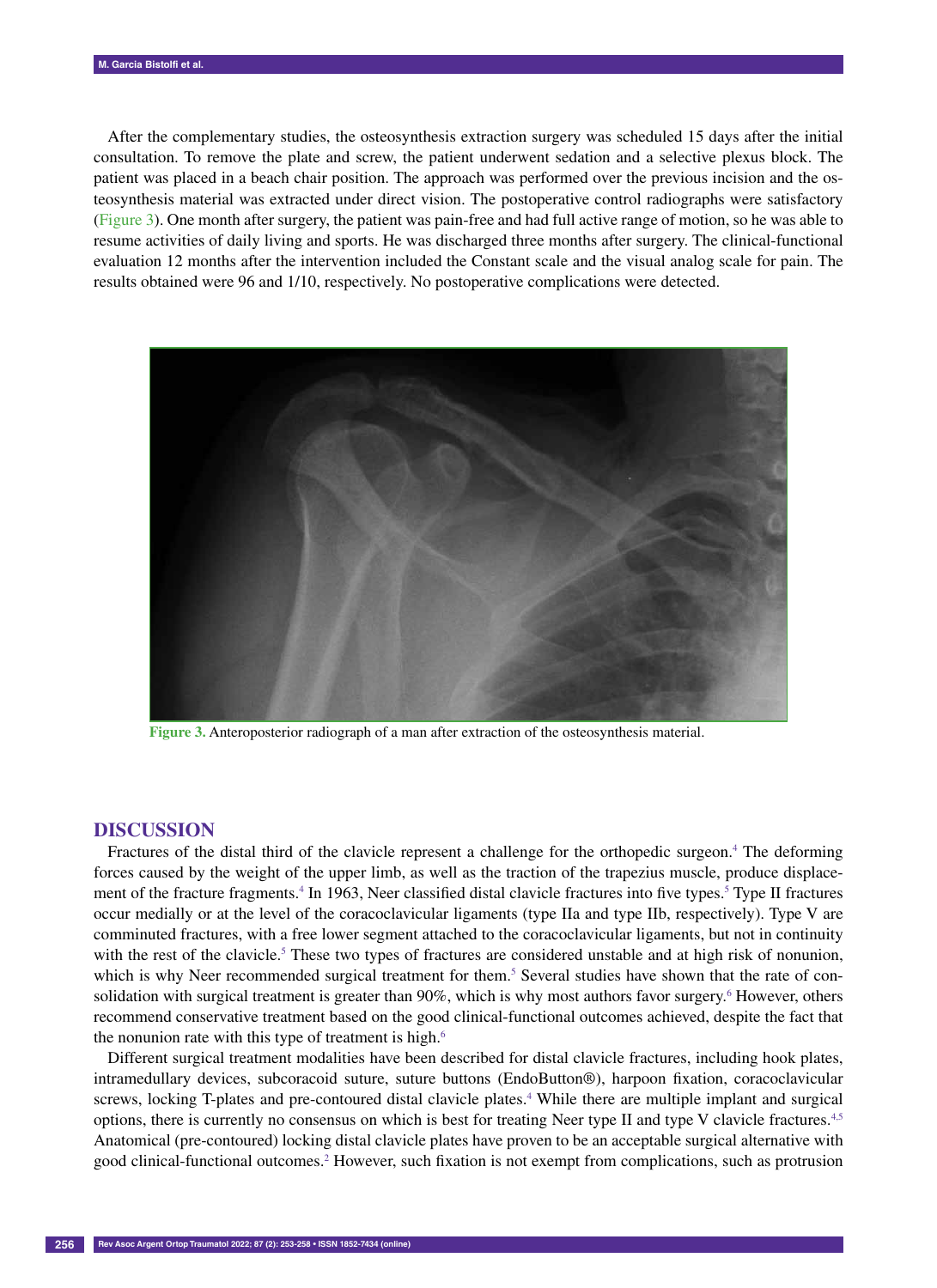After the complementary studies, the osteosynthesis extraction surgery was scheduled 15 days after the initial consultation. To remove the plate and screw, the patient underwent sedation and a selective plexus block. The patient was placed in a beach chair position. The approach was performed over the previous incision and the osteosynthesis material was extracted under direct vision. The postoperative control radiographs were satisfactory (Figure 3). One month after surgery, the patient was pain-free and had full active range of motion, so he was able to resume activities of daily living and sports. He was discharged three months after surgery. The clinical-functional evaluation 12 months after the intervention included the Constant scale and the visual analog scale for pain. The results obtained were 96 and 1/10, respectively. No postoperative complications were detected.

**Figure 3.** Anteroposterior radiograph of a man after extraction of the osteosynthesis material.

## DISCUSSION

Fractures of the distal third of the clavicle represent a challenge for the orthopedic surgeon.[4] The deforming forces caused by the weight of the upper limb, as well as the traction of the trapezius muscle, produce displacement of the fracture fragments.[4] In 1963, Neer classified distal clavicle fractures into five types.[5] Type II fractures occur medially or at the level of the coracoclavicular ligaments (type IIa and type IIb, respectively). Type V are comminuted fractures, with a free lower segment attached to the coracoclavicular ligaments, but not in continuity with the rest of the clavicle.[5] These two types of fractures are considered unstable and at high risk of nonunion, which is why Neer recommended surgical treatment for them.[5] Several studies have shown that the rate of consolidation with surgical treatment is greater than 90%, which is why most authors favor surgery.[6] However, others recommend conservative treatment based on the good clinical-functional outcomes achieved, despite the fact that the nonunion rate with this type of treatment is high.[6]

Different surgical treatment modalities have been described for distal clavicle fractures, including hook plates, intramedullary devices, subcoracoid suture, suture buttons (EndoButton®), harpoon fixation, coracoclavicular screws, locking T-plates and pre-contoured distal clavicle plates.[4] While there are multiple implant and surgical options, there is currently no consensus on which is best for treating Neer type II and type V clavicle fractures.[4,5] Anatomical (pre-contoured) locking distal clavicle plates have proven to be an acceptable surgical alternative with good clinical-functional outcomes.[2] However, such fixation is not exempt from complications, such as protrusion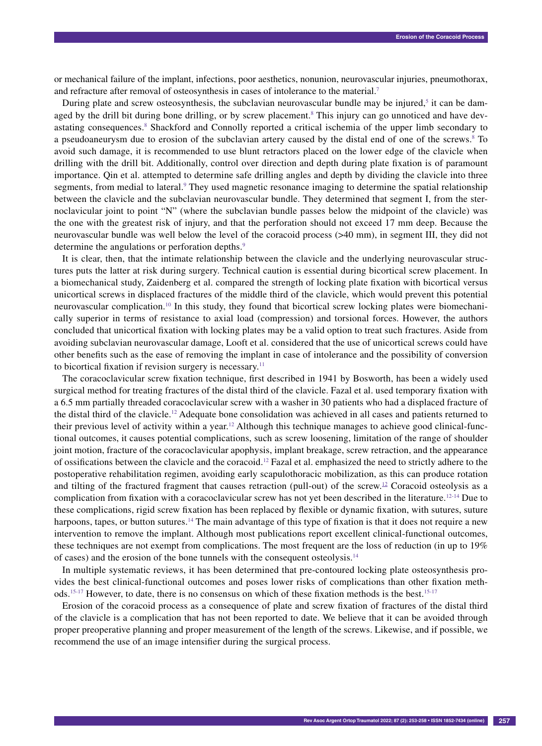or mechanical failure of the implant, infections, poor aesthetics, nonunion, neurovascular injuries, pneumothorax, and refracture after removal of osteosynthesis in cases of intolerance to the material.[7]

During plate and screw osteosynthesis, the subclavian neurovascular bundle may be injured,[5] it can be damaged by the drill bit during bone drilling, or by screw placement.[8] This injury can go unnoticed and have devastating consequences.[8] Shackford and Connolly reported a critical ischemia of the upper limb secondary to a pseudoaneurysm due to erosion of the subclavian artery caused by the distal end of one of the screws.[8] To avoid such damage, it is recommended to use blunt retractors placed on the lower edge of the clavicle when drilling with the drill bit. Additionally, control over direction and depth during plate fixation is of paramount importance. Qin et al. attempted to determine safe drilling angles and depth by dividing the clavicle into three segments, from medial to lateral.[9] They used magnetic resonance imaging to determine the spatial relationship between the clavicle and the subclavian neurovascular bundle. They determined that segment I, from the sternoclavicular joint to point "N" (where the subclavian bundle passes below the midpoint of the clavicle) was the one with the greatest risk of injury, and that the perforation should not exceed 17 mm deep. Because the neurovascular bundle was well below the level of the coracoid process (>40 mm), in segment III, they did not determine the angulations or perforation depths.[9]

It is clear, then, that the intimate relationship between the clavicle and the underlying neurovascular structures puts the latter at risk during surgery. Technical caution is essential during bicortical screw placement. In a biomechanical study, Zaidenberg et al. compared the strength of locking plate fixation with bicortical versus unicortical screws in displaced fractures of the middle third of the clavicle, which would prevent this potential neurovascular complication.[10] In this study, they found that bicortical screw locking plates were biomechanically superior in terms of resistance to axial load (compression) and torsional forces. However, the authors concluded that unicortical fixation with locking plates may be a valid option to treat such fractures. Aside from avoiding subclavian neurovascular damage, Looft et al. considered that the use of unicortical screws could have other benefits such as the ease of removing the implant in case of intolerance and the possibility of conversion to bicortical fixation if revision surgery is necessary.[11]

The coracoclavicular screw fixation technique, first described in 1941 by Bosworth, has been a widely used surgical method for treating fractures of the distal third of the clavicle. Fazal et al. used temporary fixation with a 6.5 mm partially threaded coracoclavicular screw with a washer in 30 patients who had a displaced fracture of the distal third of the clavicle.[12] Adequate bone consolidation was achieved in all cases and patients returned to their previous level of activity within a year.[12] Although this technique manages to achieve good clinical-functional outcomes, it causes potential complications, such as screw loosening, limitation of the range of shoulder joint motion, fracture of the coracoclavicular apophysis, implant breakage, screw retraction, and the appearance of ossifications between the clavicle and the coracoid.[12] Fazal et al. emphasized the need to strictly adhere to the postoperative rehabilitation regimen, avoiding early scapulothoracic mobilization, as this can produce rotation and tilting of the fractured fragment that causes retraction (pull-out) of the screw.[12] Coracoid osteolysis as a complication from fixation with a coracoclavicular screw has not yet been described in the literature.[12-14] Due to these complications, rigid screw fixation has been replaced by flexible or dynamic fixation, with sutures, suture harpoons, tapes, or button sutures.[14] The main advantage of this type of fixation is that it does not require a new intervention to remove the implant. Although most publications report excellent clinical-functional outcomes, these techniques are not exempt from complications. The most frequent are the loss of reduction (in up to 19% of cases) and the erosion of the bone tunnels with the consequent osteolysis.[14]

In multiple systematic reviews, it has been determined that pre-contoured locking plate osteosynthesis provides the best clinical-functional outcomes and poses lower risks of complications than other fixation methods.[15-17] However, to date, there is no consensus on which of these fixation methods is the best.[15-17]

Erosion of the coracoid process as a consequence of plate and screw fixation of fractures of the distal third of the clavicle is a complication that has not been reported to date. We believe that it can be avoided through proper preoperative planning and proper measurement of the length of the screws. Likewise, and if possible, we recommend the use of an image intensifier during the surgical process.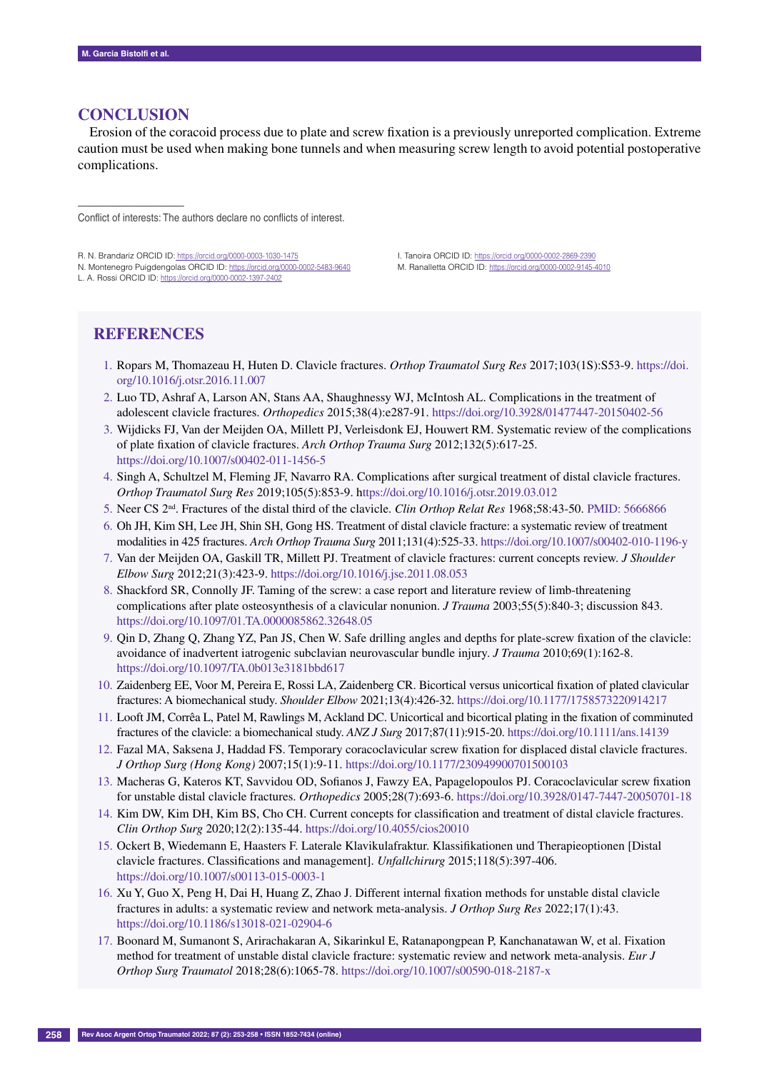## CONCLUSION

Erosion of the coracoid process due to plate and screw fixation is a previously unreported complication. Extreme caution must be used when making bone tunnels and when measuring screw length to avoid potential postoperative complications.

---

Conflict of interests: The authors declare no conflicts of interest.

R. N. Brandariz ORCID ID: https://orcid.org/0000-0003-1030-1475
N. Montenegro Puigdengolas ORCID ID: https://orcid.org/0000-0002-5483-9640
L. A. Rossi ORCID ID: https://orcid.org/0000-0002-1397-2402
I. Tanoira ORCID ID: https://orcid.org/0000-0002-2869-2390
M. Ranalletta ORCID ID: https://orcid.org/0000-0002-9145-4010

## REFERENCES

1. Ropars M, Thomazeau H, Huten D. Clavicle fractures. *Orthop Traumatol Surg Res* 2017;103(1S):S53-9. https://doi.org/10.1016/j.otsr.2016.11.007
2. Luo TD, Ashraf A, Larson AN, Stans AA, Shaughnessy WJ, McIntosh AL. Complications in the treatment of adolescent clavicle fractures. *Orthopedics* 2015;38(4):e287-91. https://doi.org/10.3928/01477447-20150402-56
3. Wijdicks FJ, Van der Meijden OA, Millett PJ, Verleisdonk EJ, Houwert RM. Systematic review of the complications of plate fixation of clavicle fractures. *Arch Orthop Trauma Surg* 2012;132(5):617-25. https://doi.org/10.1007/s00402-011-1456-5
4. Singh A, Schultzel M, Fleming JF, Navarro RA. Complications after surgical treatment of distal clavicle fractures. *Orthop Traumatol Surg Res* 2019;105(5):853-9. https://doi.org/10.1016/j.otsr.2019.03.012
5. Neer CS 2nd. Fractures of the distal third of the clavicle. *Clin Orthop Relat Res* 1968;58:43-50. PMID: 5666866
6. Oh JH, Kim SH, Lee JH, Shin SH, Gong HS. Treatment of distal clavicle fracture: a systematic review of treatment modalities in 425 fractures. *Arch Orthop Trauma Surg* 2011;131(4):525-33. https://doi.org/10.1007/s00402-010-1196-y
7. Van der Meijden OA, Gaskill TR, Millett PJ. Treatment of clavicle fractures: current concepts review. *J Shoulder Elbow Surg* 2012;21(3):423-9. https://doi.org/10.1016/j.jse.2011.08.053
8. Shackford SR, Connolly JF. Taming of the screw: a case report and literature review of limb-threatening complications after plate osteosynthesis of a clavicular nonunion. *J Trauma* 2003;55(5):840-3; discussion 843. https://doi.org/10.1097/01.TA.0000085862.32648.05
9. Qin D, Zhang Q, Zhang YZ, Pan JS, Chen W. Safe drilling angles and depths for plate-screw fixation of the clavicle: avoidance of inadvertent iatrogenic subclavian neurovascular bundle injury. *J Trauma* 2010;69(1):162-8. https://doi.org/10.1097/TA.0b013e3181bbd617
10. Zaidenberg EE, Voor M, Pereira E, Rossi LA, Zaidenberg CR. Bicortical versus unicortical fixation of plated clavicular fractures: A biomechanical study. *Shoulder Elbow* 2021;13(4):426-32. https://doi.org/10.1177/1758573220914217
11. Looft JM, Corrêa L, Patel M, Rawlings M, Ackland DC. Unicortical and bicortical plating in the fixation of comminuted fractures of the clavicle: a biomechanical study. *ANZ J Surg* 2017;87(11):915-20. https://doi.org/10.1111/ans.14139
12. Fazal MA, Saksena J, Haddad FS. Temporary coracoclavicular screw fixation for displaced distal clavicle fractures. *J Orthop Surg (Hong Kong)* 2007;15(1):9-11. https://doi.org/10.1177/230949900701500103
13. Macheras G, Kateros KT, Savvidou OD, Sofianos J, Fawzy EA, Papagelopoulos PJ. Coracoclavicular screw fixation for unstable distal clavicle fractures. *Orthopedics* 2005;28(7):693-6. https://doi.org/10.3928/0147-7447-20050701-18
14. Kim DW, Kim DH, Kim BS, Cho CH. Current concepts for classification and treatment of distal clavicle fractures. *Clin Orthop Surg* 2020;12(2):135-44. https://doi.org/10.4055/cios20010
15. Ockert B, Wiedemann E, Haasters F. Laterale Klavikulafraktur. Klassifikationen und Therapieoptionen [Distal clavicle fractures. Classifications and management]. *Unfallchirurg* 2015;118(5):397-406. https://doi.org/10.1007/s00113-015-0003-1
16. Xu Y, Guo X, Peng H, Dai H, Huang Z, Zhao J. Different internal fixation methods for unstable distal clavicle fractures in adults: a systematic review and network meta-analysis. *J Orthop Surg Res* 2022;17(1):43. https://doi.org/10.1186/s13018-021-02904-6
17. Boonard M, Sumanont S, Arirachakaran A, Sikarinkul E, Ratanapongpean P, Kanchanatawan W, et al. Fixation method for treatment of unstable distal clavicle fracture: systematic review and network meta-analysis. *Eur J Orthop Surg Traumatol* 2018;28(6):1065-78. https://doi.org/10.1007/s00590-018-2187-x